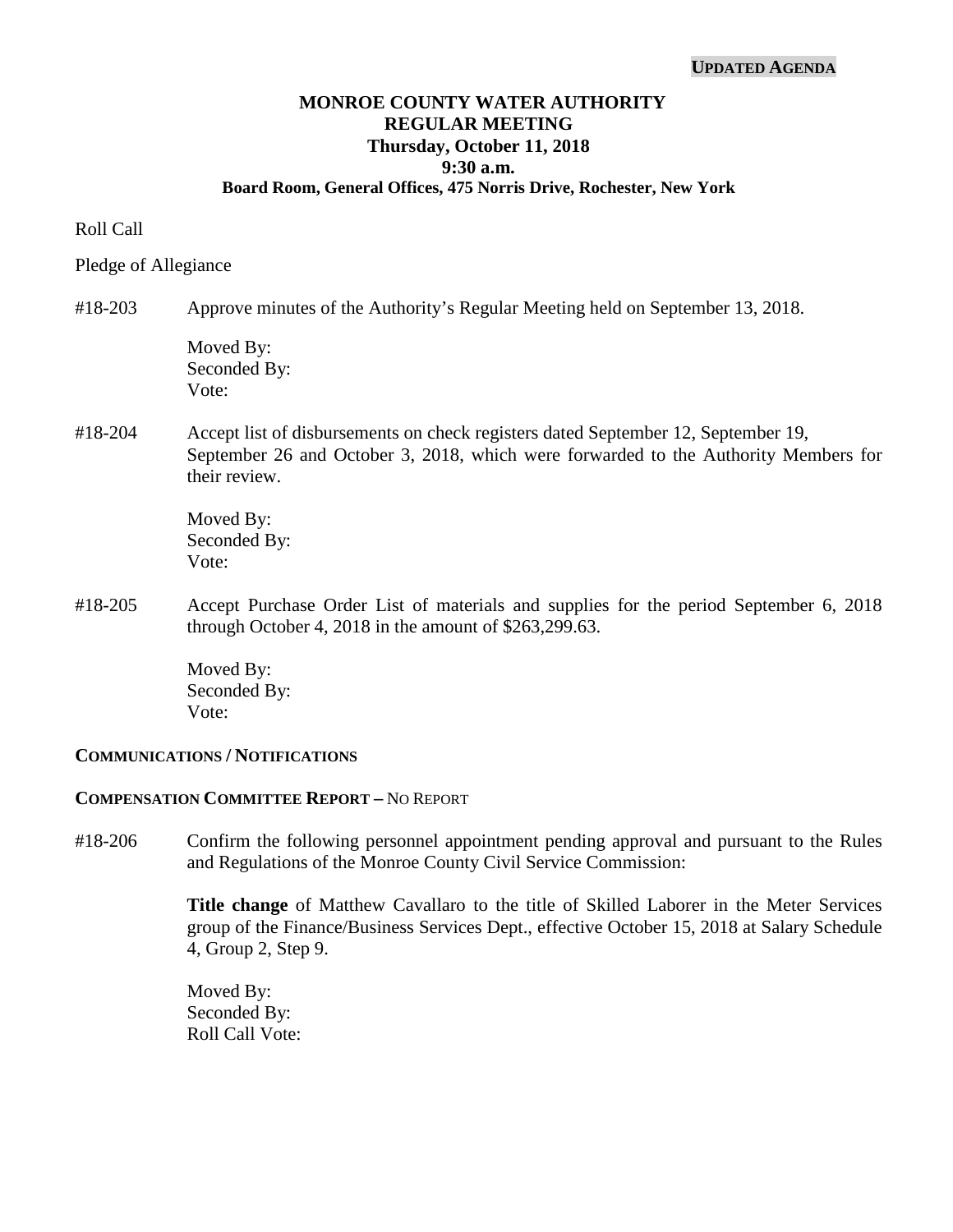**UPDATED AGENDA**

# MONROE COUNTY WATER AUTHORITY
## REGULAR MEETING
### Thursday, October 11, 2018
### 9:30 a.m.
### Board Room, General Offices, 475 Norris Drive, Rochester, New York

Roll Call

Pledge of Allegiance

#18-203 Approve minutes of the Authority's Regular Meeting held on September 13, 2018.

Moved By:
Seconded By:
Vote:

#18-204 Accept list of disbursements on check registers dated September 12, September 19, September 26 and October 3, 2018, which were forwarded to the Authority Members for their review.

Moved By:
Seconded By:
Vote:

#18-205 Accept Purchase Order List of materials and supplies for the period September 6, 2018 through October 4, 2018 in the amount of $263,299.63.

Moved By:
Seconded By:
Vote:

**COMMUNICATIONS / NOTIFICATIONS**

**COMPENSATION COMMITTEE REPORT –** NO REPORT

#18-206 Confirm the following personnel appointment pending approval and pursuant to the Rules and Regulations of the Monroe County Civil Service Commission:

**Title change** of Matthew Cavallaro to the title of Skilled Laborer in the Meter Services group of the Finance/Business Services Dept., effective October 15, 2018 at Salary Schedule 4, Group 2, Step 9.

Moved By:
Seconded By:
Roll Call Vote: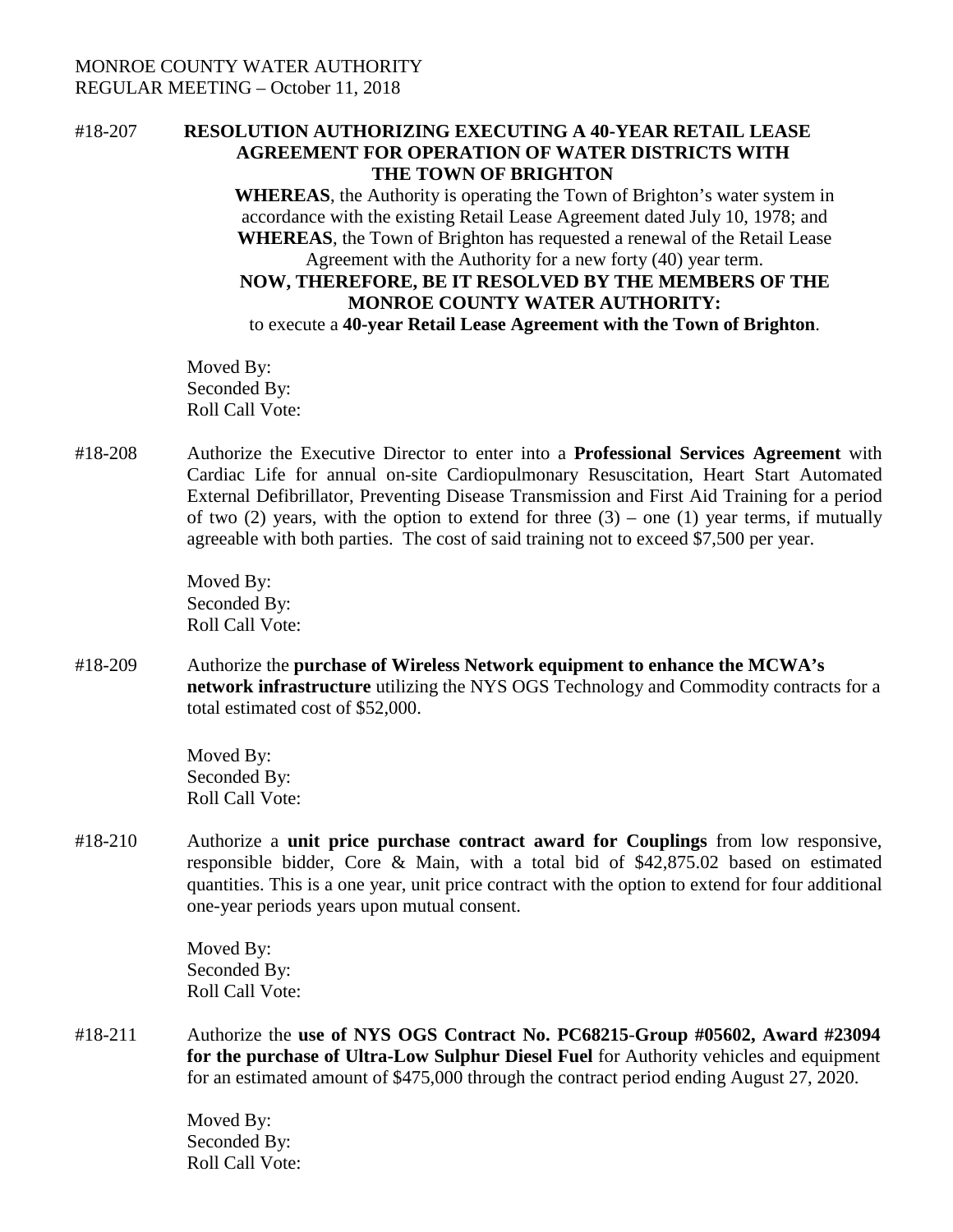MONROE COUNTY WATER AUTHORITY
REGULAR MEETING – October 11, 2018

#18-207 **RESOLUTION AUTHORIZING EXECUTING A 40-YEAR RETAIL LEASE AGREEMENT FOR OPERATION OF WATER DISTRICTS WITH THE TOWN OF BRIGHTON**

**WHEREAS**, the Authority is operating the Town of Brighton's water system in accordance with the existing Retail Lease Agreement dated July 10, 1978; and

**WHEREAS**, the Town of Brighton has requested a renewal of the Retail Lease Agreement with the Authority for a new forty (40) year term.

**NOW, THEREFORE, BE IT RESOLVED BY THE MEMBERS OF THE MONROE COUNTY WATER AUTHORITY:**

to execute a **40-year Retail Lease Agreement with the Town of Brighton**.

Moved By:
Seconded By:
Roll Call Vote:

#18-208 Authorize the Executive Director to enter into a **Professional Services Agreement** with Cardiac Life for annual on-site Cardiopulmonary Resuscitation, Heart Start Automated External Defibrillator, Preventing Disease Transmission and First Aid Training for a period of two (2) years, with the option to extend for three (3) – one (1) year terms, if mutually agreeable with both parties. The cost of said training not to exceed $7,500 per year.

Moved By:
Seconded By:
Roll Call Vote:

#18-209 Authorize the **purchase of Wireless Network equipment to enhance the MCWA's network infrastructure** utilizing the NYS OGS Technology and Commodity contracts for a total estimated cost of $52,000.

Moved By:
Seconded By:
Roll Call Vote:

#18-210 Authorize a **unit price purchase contract award for Couplings** from low responsive, responsible bidder, Core & Main, with a total bid of $42,875.02 based on estimated quantities. This is a one year, unit price contract with the option to extend for four additional one-year periods years upon mutual consent.

Moved By:
Seconded By:
Roll Call Vote:

#18-211 Authorize the **use of NYS OGS Contract No. PC68215-Group #05602, Award #23094 for the purchase of Ultra-Low Sulphur Diesel Fuel** for Authority vehicles and equipment for an estimated amount of $475,000 through the contract period ending August 27, 2020.

Moved By:
Seconded By:
Roll Call Vote: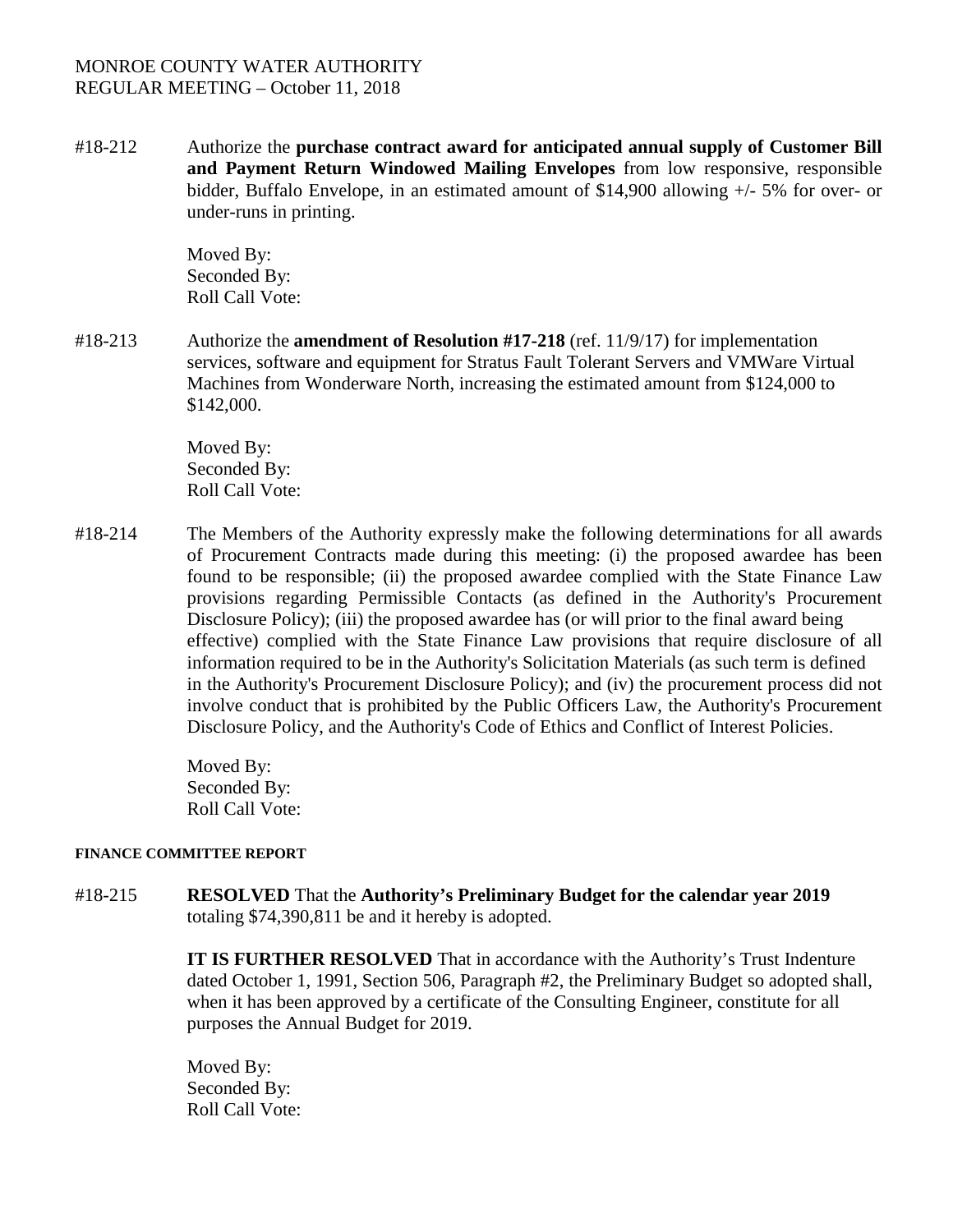#18-212 Authorize the **purchase contract award for anticipated annual supply of Customer Bill and Payment Return Windowed Mailing Envelopes** from low responsive, responsible bidder, Buffalo Envelope, in an estimated amount of $14,900 allowing +/- 5% for over- or under-runs in printing.

Moved By:
Seconded By:
Roll Call Vote:

#18-213 Authorize the **amendment of Resolution #17-218** (ref. 11/9/17) for implementation services, software and equipment for Stratus Fault Tolerant Servers and VMWare Virtual Machines from Wonderware North, increasing the estimated amount from $124,000 to $142,000.

Moved By:
Seconded By:
Roll Call Vote:

#18-214 The Members of the Authority expressly make the following determinations for all awards of Procurement Contracts made during this meeting: (i) the proposed awardee has been found to be responsible; (ii) the proposed awardee complied with the State Finance Law provisions regarding Permissible Contacts (as defined in the Authority's Procurement Disclosure Policy); (iii) the proposed awardee has (or will prior to the final award being effective) complied with the State Finance Law provisions that require disclosure of all information required to be in the Authority's Solicitation Materials (as such term is defined in the Authority's Procurement Disclosure Policy); and (iv) the procurement process did not involve conduct that is prohibited by the Public Officers Law, the Authority's Procurement Disclosure Policy, and the Authority's Code of Ethics and Conflict of Interest Policies.

Moved By:
Seconded By:
Roll Call Vote:

**FINANCE COMMITTEE REPORT**

#18-215 **RESOLVED** That the **Authority's Preliminary Budget for the calendar year 2019** totaling $74,390,811 be and it hereby is adopted.

**IT IS FURTHER RESOLVED** That in accordance with the Authority's Trust Indenture dated October 1, 1991, Section 506, Paragraph #2, the Preliminary Budget so adopted shall, when it has been approved by a certificate of the Consulting Engineer, constitute for all purposes the Annual Budget for 2019.

Moved By:
Seconded By:
Roll Call Vote: